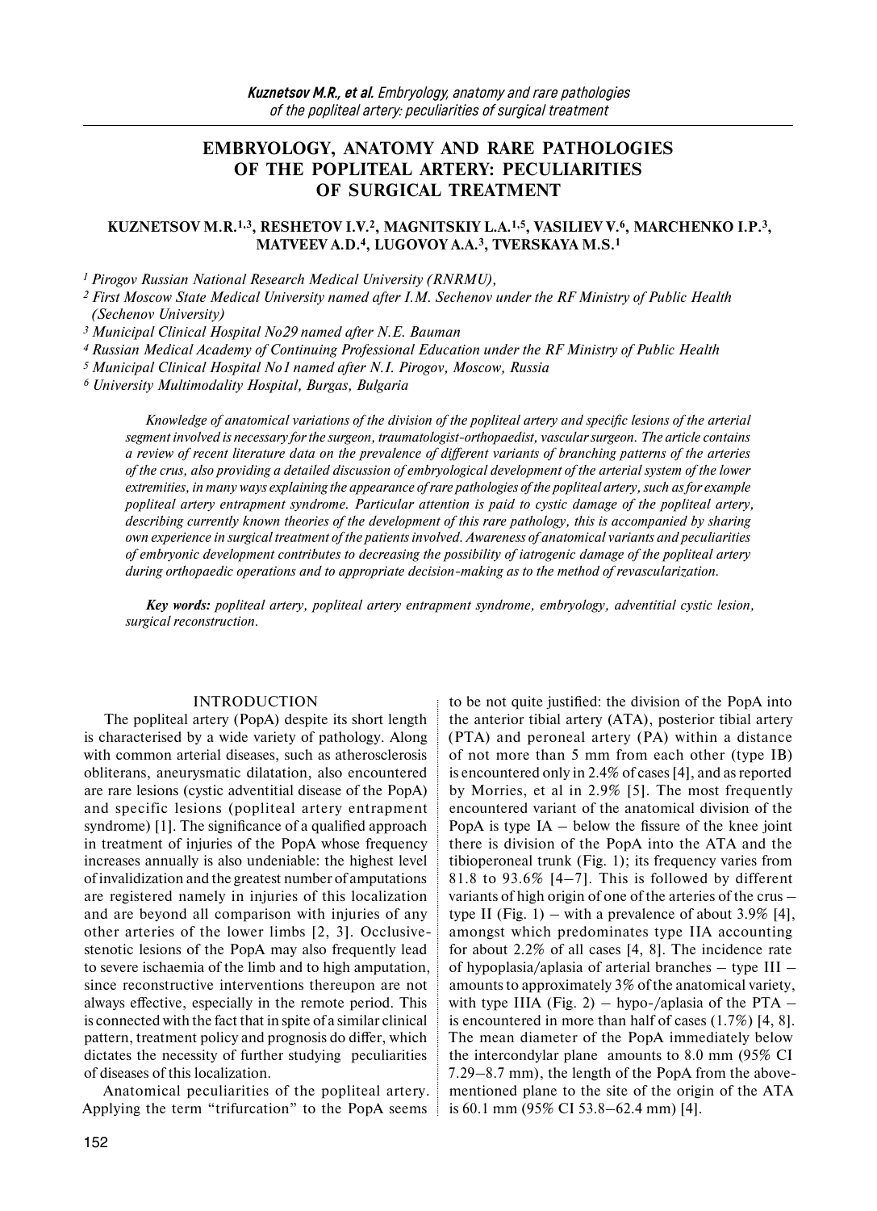# EMBRYOLOGY, ANATOMY AND RARE PATHOLOGIES OF THE POPLITEAL ARTERY: PECULIARITIES OF SURGICAL TREATMENT

**KUZNETSOV M.R.[1,3], RESHETOV I.V.[2], MAGNITSKIY L.A.[1,5], VASILIEV V.[6], MARCHENKO I.P.[3], MATVEEV A.D.[4], LUGOVOY A.A.[3], TVERSKAYA M.S.[1]**

*[1] Pirogov Russian National Research Medical University (RNRMU),*

*[2] First Moscow State Medical University named after I.M. Sechenov under the RF Ministry of Public Health (Sechenov University)*

*[3] Municipal Clinical Hospital No29 named after N.E. Bauman*

*[4] Russian Medical Academy of Continuing Professional Education under the RF Ministry of Public Health*

*[5] Municipal Clinical Hospital No1 named after N.I. Pirogov, Moscow, Russia*

*[6] University Multimodality Hospital, Burgas, Bulgaria*

*Knowledge of anatomical variations of the division of the popliteal artery and specific lesions of the arterial segment involved is necessary for the surgeon, traumatologist-orthopaedist, vascular surgeon. The article contains a review of recent literature data on the prevalence of different variants of branching patterns of the arteries of the crus, also providing a detailed discussion of embryological development of the arterial system of the lower extremities, in many ways explaining the appearance of rare pathologies of the popliteal artery, such as for example popliteal artery entrapment syndrome. Particular attention is paid to cystic damage of the popliteal artery, describing currently known theories of the development of this rare pathology, this is accompanied by sharing own experience in surgical treatment of the patients involved. Awareness of anatomical variants and peculiarities of embryonic development contributes to decreasing the possibility of iatrogenic damage of the popliteal artery during orthopaedic operations and to appropriate decision-making as to the method of revascularization.*

***Key words:*** *popliteal artery, popliteal artery entrapment syndrome, embryology, adventitial cystic lesion, surgical reconstruction.*

## INTRODUCTION

The popliteal artery (PopA) despite its short length is characterised by a wide variety of pathology. Along with common arterial diseases, such as atherosclerosis obliterans, aneurysmatic dilatation, also encountered are rare lesions (cystic adventitial disease of the PopA) and specific lesions (popliteal artery entrapment syndrome) [1]. The significance of a qualified approach in treatment of injuries of the PopA whose frequency increases annually is also undeniable: the highest level of invalidization and the greatest number of amputations are registered namely in injuries of this localization and are beyond all comparison with injuries of any other arteries of the lower limbs [2, 3]. Occlusive-stenotic lesions of the PopA may also frequently lead to severe ischaemia of the limb and to high amputation, since reconstructive interventions thereupon are not always effective, especially in the remote period. This is connected with the fact that in spite of a similar clinical pattern, treatment policy and prognosis do differ, which dictates the necessity of further studying peculiarities of diseases of this localization.

Anatomical peculiarities of the popliteal artery. Applying the term "trifurcation" to the PopA seems to be not quite justified: the division of the PopA into the anterior tibial artery (ATA), posterior tibial artery (PTA) and peroneal artery (PA) within a distance of not more than 5 mm from each other (type IB) is encountered only in 2.4% of cases [4], and as reported by Morries, et al in 2.9% [5]. The most frequently encountered variant of the anatomical division of the PopA is type IA – below the fissure of the knee joint there is division of the PopA into the ATA and the tibioperoneal trunk (Fig. 1); its frequency varies from 81.8 to 93.6% [4–7]. This is followed by different variants of high origin of one of the arteries of the crus – type II (Fig. 1) – with a prevalence of about 3.9% [4], amongst which predominates type IIA accounting for about 2.2% of all cases [4, 8]. The incidence rate of hypoplasia/aplasia of arterial branches – type III – amounts to approximately 3% of the anatomical variety, with type IIIA (Fig. 2) – hypo-/aplasia of the PTA – is encountered in more than half of cases (1.7%) [4, 8]. The mean diameter of the PopA immediately below the intercondylar plane amounts to 8.0 mm (95% CI 7.29–8.7 mm), the length of the PopA from the above-mentioned plane to the site of the origin of the ATA is 60.1 mm (95% CI 53.8–62.4 mm) [4].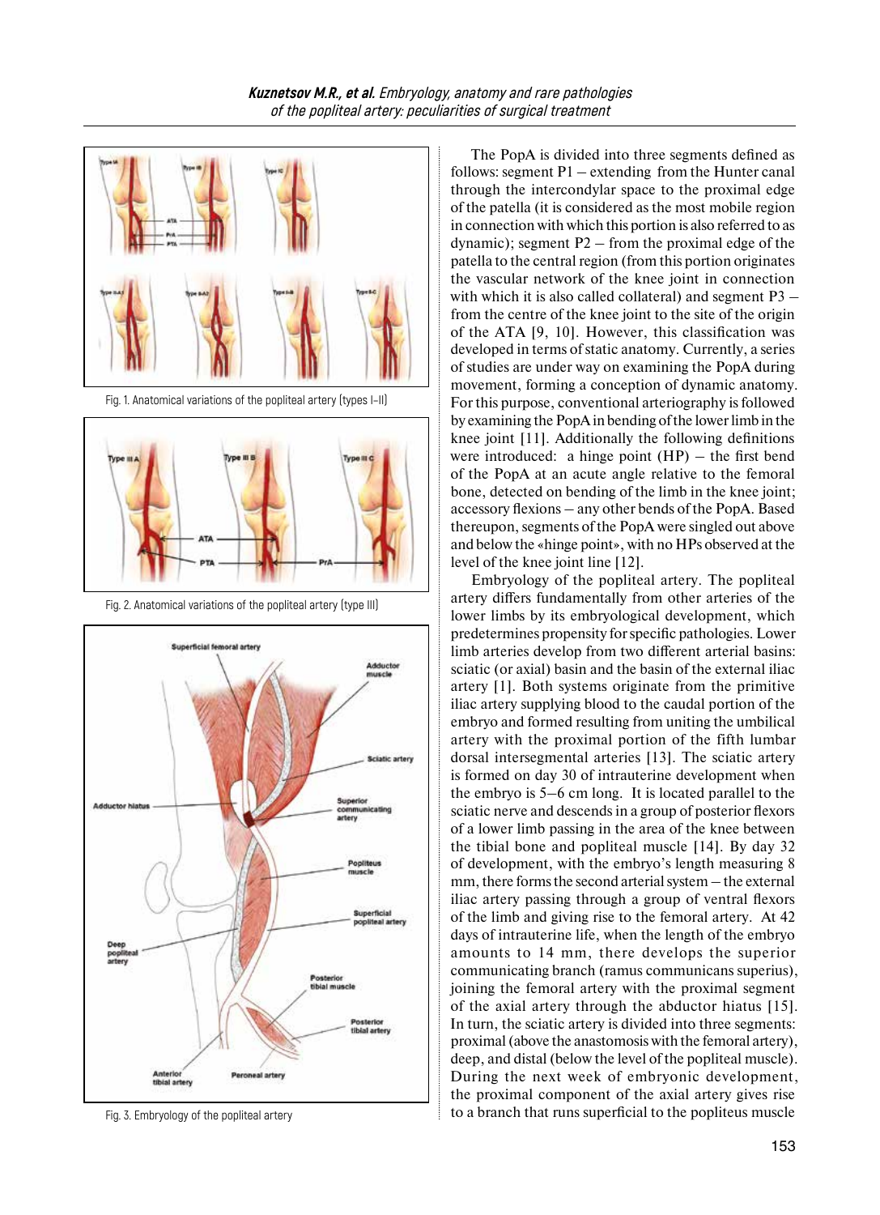Fig. 1. Anatomical variations of the popliteal artery (types I–II)

Fig. 2. Anatomical variations of the popliteal artery (type III)

Fig. 3. Embryology of the popliteal artery

The PopA is divided into three segments defined as follows: segment P1 – extending from the Hunter canal through the intercondylar space to the proximal edge of the patella (it is considered as the most mobile region in connection with which this portion is also referred to as dynamic); segment P2 – from the proximal edge of the patella to the central region (from this portion originates the vascular network of the knee joint in connection with which it is also called collateral) and segment P3 – from the centre of the knee joint to the site of the origin of the ATA [9, 10]. However, this classification was developed in terms of static anatomy. Currently, a series of studies are under way on examining the PopA during movement, forming a conception of dynamic anatomy. For this purpose, conventional arteriography is followed by examining the PopA in bending of the lower limb in the knee joint [11]. Additionally the following definitions were introduced: a hinge point (HP) – the first bend of the PopA at an acute angle relative to the femoral bone, detected on bending of the limb in the knee joint; accessory flexions – any other bends of the PopA. Based thereupon, segments of the PopA were singled out above and below the «hinge point», with no HPs observed at the level of the knee joint line [12].

**Embryology of the popliteal artery.** The popliteal artery differs fundamentally from other arteries of the lower limbs by its embryological development, which predetermines propensity for specific pathologies. Lower limb arteries develop from two different arterial basins: sciatic (or axial) basin and the basin of the external iliac artery [1]. Both systems originate from the primitive iliac artery supplying blood to the caudal portion of the embryo and formed resulting from uniting the umbilical artery with the proximal portion of the fifth lumbar dorsal intersegmental arteries [13]. The sciatic artery is formed on day 30 of intrauterine development when the embryo is 5–6 cm long. It is located parallel to the sciatic nerve and descends in a group of posterior flexors of a lower limb passing in the area of the knee between the tibial bone and popliteal muscle [14]. By day 32 of development, with the embryo's length measuring 8 mm, there forms the second arterial system – the external iliac artery passing through a group of ventral flexors of the limb and giving rise to the femoral artery. At 42 days of intrauterine life, when the length of the embryo amounts to 14 mm, there develops the superior communicating branch (ramus communicans superius), joining the femoral artery with the proximal segment of the axial artery through the abductor hiatus [15]. In turn, the sciatic artery is divided into three segments: proximal (above the anastomosis with the femoral artery), deep, and distal (below the level of the popliteal muscle). During the next week of embryonic development, the proximal component of the axial artery gives rise to a branch that runs superficial to the popliteus muscle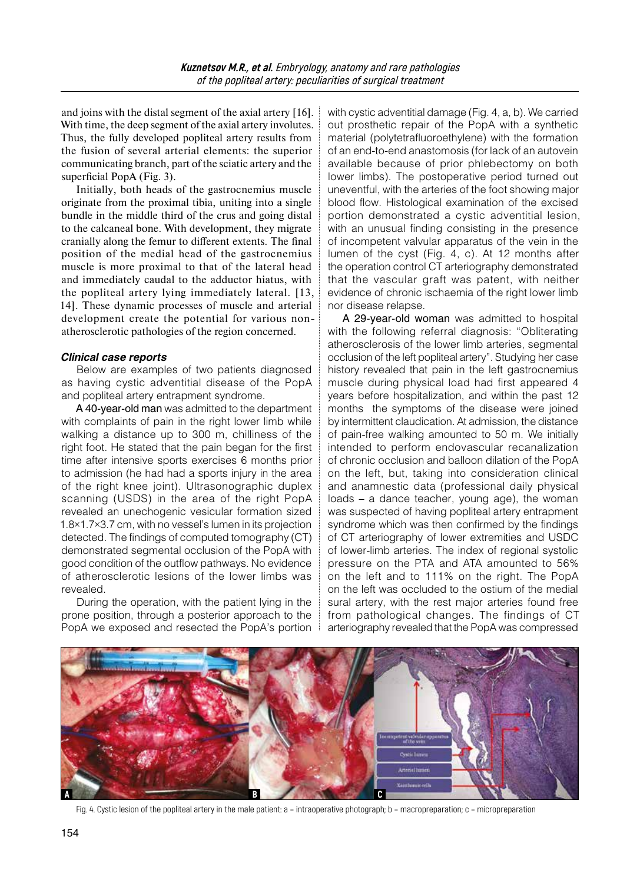and joins with the distal segment of the axial artery [16]. With time, the deep segment of the axial artery involutes. Thus, the fully developed popliteal artery results from the fusion of several arterial elements: the superior communicating branch, part of the sciatic artery and the superficial PopA (Fig. 3).

Initially, both heads of the gastrocnemius muscle originate from the proximal tibia, uniting into a single bundle in the middle third of the crus and going distal to the calcaneal bone. With development, they migrate cranially along the femur to different extents. The final position of the medial head of the gastrocnemius muscle is more proximal to that of the lateral head and immediately caudal to the adductor hiatus, with the popliteal artery lying immediately lateral. [13, 14]. These dynamic processes of muscle and arterial development create the potential for various non-atherosclerotic pathologies of the region concerned.

### *Clinical case reports*

Below are examples of two patients diagnosed as having cystic adventitial disease of the PopA and popliteal artery entrapment syndrome.

A 40-year-old man was admitted to the department with complaints of pain in the right lower limb while walking a distance up to 300 m, chilliness of the right foot. He stated that the pain began for the first time after intensive sports exercises 6 months prior to admission (he had had a sports injury in the area of the right knee joint). Ultrasonographic duplex scanning (USDS) in the area of the right PopA revealed an unechogenic vesicular formation sized 1.8×1.7×3.7 cm, with no vessel's lumen in its projection detected. The findings of computed tomography (CT) demonstrated segmental occlusion of the PopA with good condition of the outflow pathways. No evidence of atherosclerotic lesions of the lower limbs was revealed.

During the operation, with the patient lying in the prone position, through a posterior approach to the PopA we exposed and resected the PopA's portion with cystic adventitial damage (Fig. 4, a, b). We carried out prosthetic repair of the PopA with a synthetic material (polytetrafluoroethylene) with the formation of an end-to-end anastomosis (for lack of an autovein available because of prior phlebectomy on both lower limbs). The postoperative period turned out uneventful, with the arteries of the foot showing major blood flow. Histological examination of the excised portion demonstrated a cystic adventitial lesion, with an unusual finding consisting in the presence of incompetent valvular apparatus of the vein in the lumen of the cyst (Fig. 4, c). At 12 months after the operation control CT arteriography demonstrated that the vascular graft was patent, with neither evidence of chronic ischaemia of the right lower limb nor disease relapse.

A 29-year-old woman was admitted to hospital with the following referral diagnosis: "Obliterating atherosclerosis of the lower limb arteries, segmental occlusion of the left popliteal artery". Studying her case history revealed that pain in the left gastrocnemius muscle during physical load had first appeared 4 years before hospitalization, and within the past 12 months the symptoms of the disease were joined by intermittent claudication. At admission, the distance of pain-free walking amounted to 50 m. We initially intended to perform endovascular recanalization of chronic occlusion and balloon dilation of the PopA on the left, but, taking into consideration clinical and anamnestic data (professional daily physical loads – a dance teacher, young age), the woman was suspected of having popliteal artery entrapment syndrome which was then confirmed by the findings of CT arteriography of lower extremities and USDC of lower-limb arteries. The index of regional systolic pressure on the PTA and ATA amounted to 56% on the left and to 111% on the right. The PopA on the left was occluded to the ostium of the medial sural artery, with the rest major arteries found free from pathological changes. The findings of CT arteriography revealed that the PopA was compressed

Fig. 4. Cystic lesion of the popliteal artery in the male patient: a – intraoperative photograph; b – macropreparation; c – micropreparation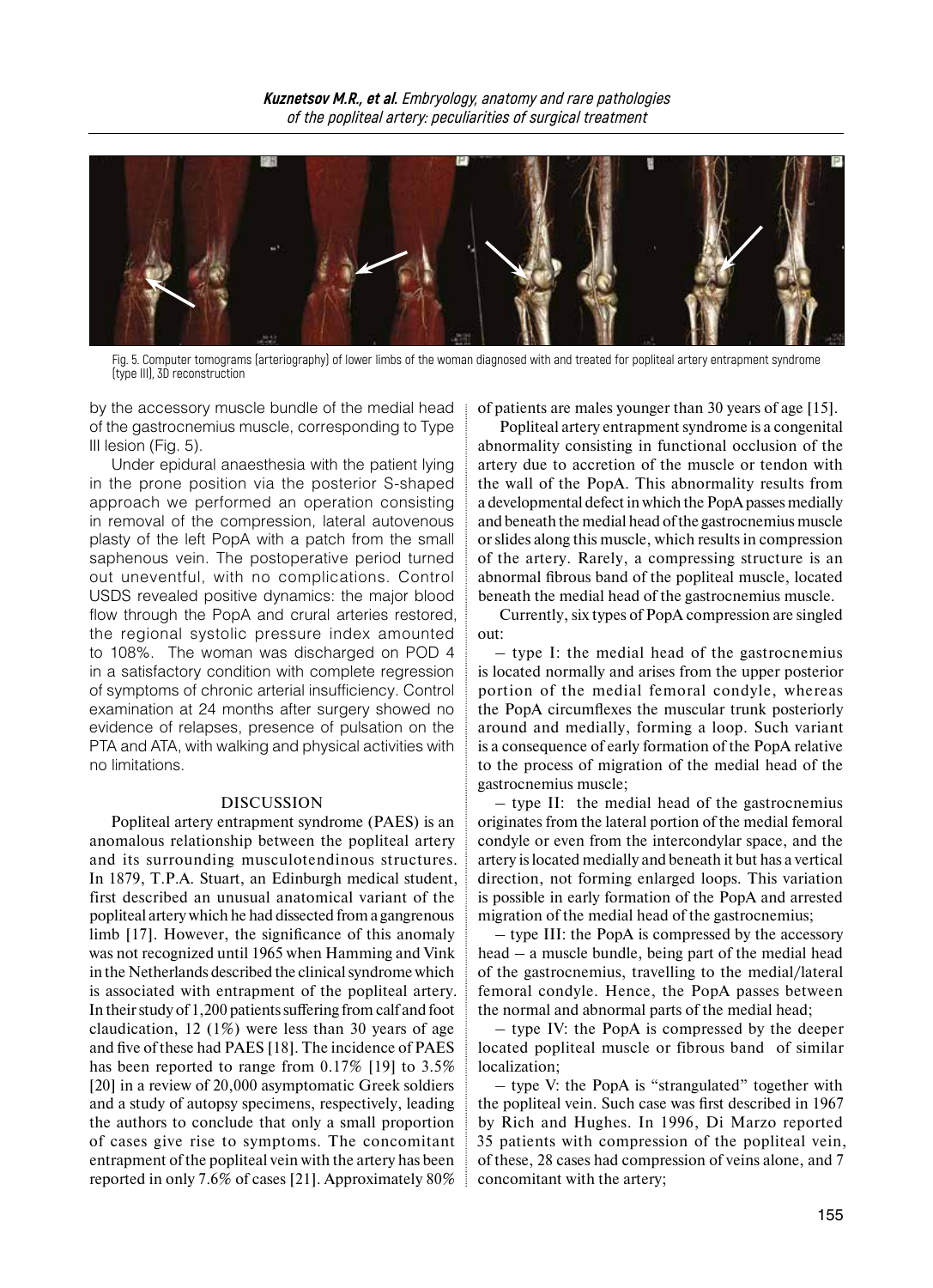Fig. 5. Computer tomograms (arteriography) of lower limbs of the woman diagnosed with and treated for popliteal artery entrapment syndrome (type III), 3D reconstruction

by the accessory muscle bundle of the medial head of the gastrocnemius muscle, corresponding to Type III lesion (Fig. 5).

Under epidural anaesthesia with the patient lying in the prone position via the posterior S-shaped approach we performed an operation consisting in removal of the compression, lateral autovenous plasty of the left PopA with a patch from the small saphenous vein. The postoperative period turned out uneventful, with no complications. Control USDS revealed positive dynamics: the major blood flow through the PopA and crural arteries restored, the regional systolic pressure index amounted to 108%. The woman was discharged on POD 4 in a satisfactory condition with complete regression of symptoms of chronic arterial insufficiency. Control examination at 24 months after surgery showed no evidence of relapses, presence of pulsation on the PTA and ATA, with walking and physical activities with no limitations.

## DISCUSSION

Popliteal artery entrapment syndrome (PAES) is an anomalous relationship between the popliteal artery and its surrounding musculotendinous structures. In 1879, T.P.A. Stuart, an Edinburgh medical student, first described an unusual anatomical variant of the popliteal artery which he had dissected from a gangrenous limb [17]. However, the significance of this anomaly was not recognized until 1965 when Hamming and Vink in the Netherlands described the clinical syndrome which is associated with entrapment of the popliteal artery. In their study of 1,200 patients suffering from calf and foot claudication, 12 (1%) were less than 30 years of age and five of these had PAES [18]. The incidence of PAES has been reported to range from 0.17% [19] to 3.5% [20] in a review of 20,000 asymptomatic Greek soldiers and a study of autopsy specimens, respectively, leading the authors to conclude that only a small proportion of cases give rise to symptoms. The concomitant entrapment of the popliteal vein with the artery has been reported in only 7.6% of cases [21]. Approximately 80% of patients are males younger than 30 years of age [15].

Popliteal artery entrapment syndrome is a congenital abnormality consisting in functional occlusion of the artery due to accretion of the muscle or tendon with the wall of the PopA. This abnormality results from a developmental defect in which the PopA passes medially and beneath the medial head of the gastrocnemius muscle or slides along this muscle, which results in compression of the artery. Rarely, a compressing structure is an abnormal fibrous band of the popliteal muscle, located beneath the medial head of the gastrocnemius muscle.

Currently, six types of PopA compression are singled out:

– type I: the medial head of the gastrocnemius is located normally and arises from the upper posterior portion of the medial femoral condyle, whereas the PopA circumflexes the muscular trunk posteriorly around and medially, forming a loop. Such variant is a consequence of early formation of the PopA relative to the process of migration of the medial head of the gastrocnemius muscle;

– type II: the medial head of the gastrocnemius originates from the lateral portion of the medial femoral condyle or even from the intercondylar space, and the artery is located medially and beneath it but has a vertical direction, not forming enlarged loops. This variation is possible in early formation of the PopA and arrested migration of the medial head of the gastrocnemius;

– type III: the PopA is compressed by the accessory head – a muscle bundle, being part of the medial head of the gastrocnemius, travelling to the medial/lateral femoral condyle. Hence, the PopA passes between the normal and abnormal parts of the medial head;

– type IV: the PopA is compressed by the deeper located popliteal muscle or fibrous band of similar localization;

– type V: the PopA is "strangulated" together with the popliteal vein. Such case was first described in 1967 by Rich and Hughes. In 1996, Di Marzo reported 35 patients with compression of the popliteal vein, of these, 28 cases had compression of veins alone, and 7 concomitant with the artery;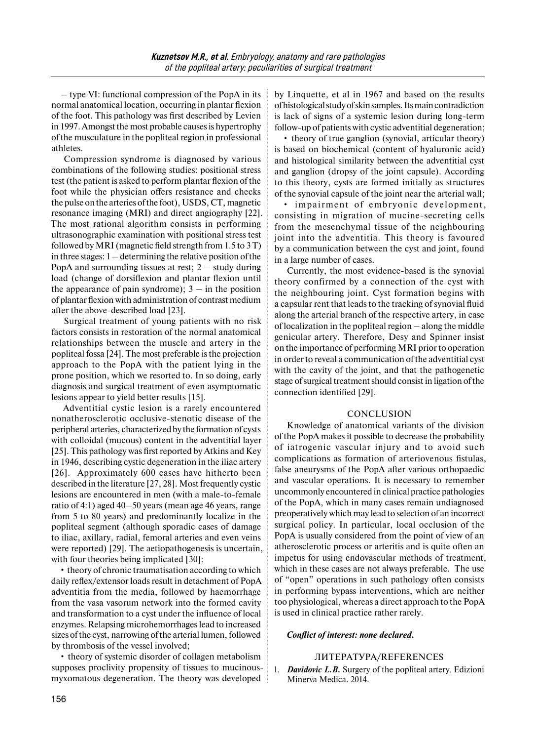– type VI: functional compression of the PopA in its normal anatomical location, occurring in plantar flexion of the foot. This pathology was first described by Levien in 1997. Amongst the most probable causes is hypertrophy of the musculature in the popliteal region in professional athletes.

Compression syndrome is diagnosed by various combinations of the following studies: positional stress test (the patient is asked to perform plantar flexion of the foot while the physician offers resistance and checks the pulse on the arteries of the foot), USDS, CT, magnetic resonance imaging (MRI) and direct angiography [22]. The most rational algorithm consists in performing ultrasonographic examination with positional stress test followed by MRI (magnetic field strength from 1.5 to 3 T) in three stages: 1 – determining the relative position of the PopA and surrounding tissues at rest; 2 – study during load (change of dorsiflexion and plantar flexion until the appearance of pain syndrome); 3 – in the position of plantar flexion with administration of contrast medium after the above-described load [23].

Surgical treatment of young patients with no risk factors consists in restoration of the normal anatomical relationships between the muscle and artery in the popliteal fossa [24]. The most preferable is the projection approach to the PopA with the patient lying in the prone position, which we resorted to. In so doing, early diagnosis and surgical treatment of even asymptomatic lesions appear to yield better results [15].

Adventitial cystic lesion is a rarely encountered nonatherosclerotic occlusive-stenotic disease of the peripheral arteries, characterized by the formation of cysts with colloidal (mucous) content in the adventitial layer [25]. This pathology was first reported by Atkins and Key in 1946, describing cystic degeneration in the iliac artery [26]. Approximately 600 cases have hitherto been described in the literature [27, 28]. Most frequently cystic lesions are encountered in men (with a male-to-female ratio of 4:1) aged 40–50 years (mean age 46 years, range from 5 to 80 years) and predominantly localize in the popliteal segment (although sporadic cases of damage to iliac, axillary, radial, femoral arteries and even veins were reported) [29]. The aetiopathogenesis is uncertain, with four theories being implicated [30]:

- theory of chronic traumatisation according to which daily reflex/extensor loads result in detachment of PopA adventitia from the media, followed by haemorrhage from the vasa vasorum network into the formed cavity and transformation to a cyst under the influence of local enzymes. Relapsing microhemorrhages lead to increased sizes of the cyst, narrowing of the arterial lumen, followed by thrombosis of the vessel involved;
- theory of systemic disorder of collagen metabolism supposes proclivity propensity of tissues to mucinous-myxomatous degeneration. The theory was developed by Linquette, et al in 1967 and based on the results of histological study of skin samples. Its main contradiction is lack of signs of a systemic lesion during long-term follow-up of patients with cystic adventitial degeneration;
- theory of true ganglion (synovial, articular theory) is based on biochemical (content of hyaluronic acid) and histological similarity between the adventitial cyst and ganglion (dropsy of the joint capsule). According to this theory, cysts are formed initially as structures of the synovial capsule of the joint near the arterial wall;
- impairment of embryonic development, consisting in migration of mucine-secreting cells from the mesenchymal tissue of the neighbouring joint into the adventitia. This theory is favoured by a communication between the cyst and joint, found in a large number of cases.

Currently, the most evidence-based is the synovial theory confirmed by a connection of the cyst with the neighbouring joint. Cyst formation begins with a capsular rent that leads to the tracking of synovial fluid along the arterial branch of the respective artery, in case of localization in the popliteal region – along the middle genicular artery. Therefore, Desy and Spinner insist on the importance of performing MRI prior to operation in order to reveal a communication of the adventitial cyst with the cavity of the joint, and that the pathogenetic stage of surgical treatment should consist in ligation of the connection identified [29].

## CONCLUSION

Knowledge of anatomical variants of the division of the PopA makes it possible to decrease the probability of iatrogenic vascular injury and to avoid such complications as formation of arteriovenous fistulas, false aneurysms of the PopA after various orthopaedic and vascular operations. It is necessary to remember uncommonly encountered in clinical practice pathologies of the PopA, which in many cases remain undiagnosed preoperatively which may lead to selection of an incorrect surgical policy. In particular, local occlusion of the PopA is usually considered from the point of view of an atherosclerotic process or arteritis and is quite often an impetus for using endovascular methods of treatment, which in these cases are not always preferable. The use of "open" operations in such pathology often consists in performing bypass interventions, which are neither too physiological, whereas a direct approach to the PopA is used in clinical practice rather rarely.

***Conflict of interest: none declared.***

## ЛИТЕРАТУРА/REFERENCES

1. ***Davidovic L.B.*** Surgery of the popliteal artery. Edizioni Minerva Medica. 2014.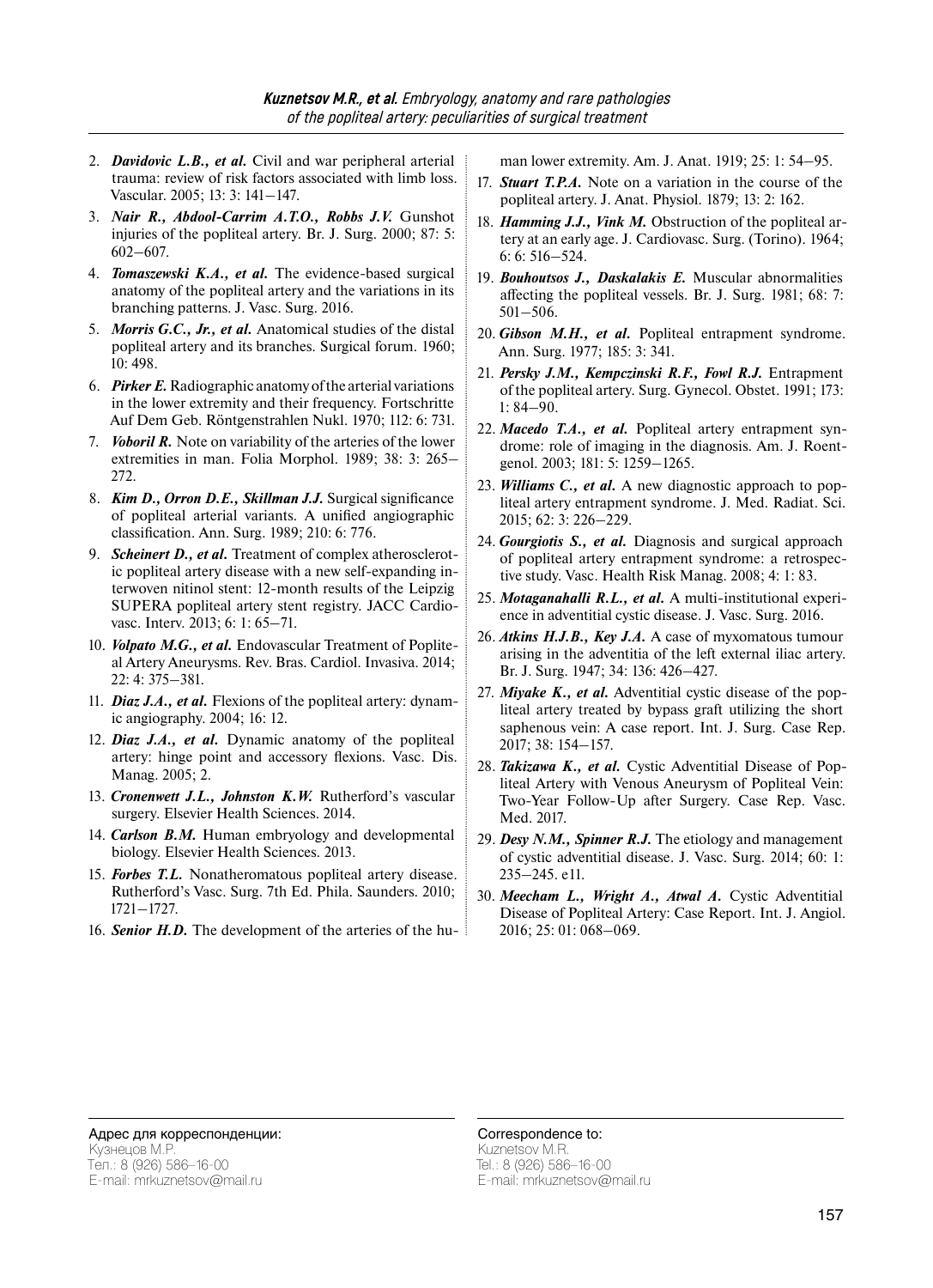2. ***Davidovic L.B., et al.*** Civil and war peripheral arterial trauma: review of risk factors associated with limb loss. Vascular. 2005; 13: 3: 141–147.
3. ***Nair R., Abdool-Carrim A.T.O., Robbs J.V.*** Gunshot injuries of the popliteal artery. Br. J. Surg. 2000; 87: 5: 602–607.
4. ***Tomaszewski K.A., et al.*** The evidence-based surgical anatomy of the popliteal artery and the variations in its branching patterns. J. Vasc. Surg. 2016.
5. ***Morris G.C., Jr., et al.*** Anatomical studies of the distal popliteal artery and its branches. Surgical forum. 1960; 10: 498.
6. ***Pirker E.*** Radiographic anatomy of the arterial variations in the lower extremity and their frequency. Fortschritte Auf Dem Geb. Röntgenstrahlen Nukl. 1970; 112: 6: 731.
7. ***Voboril R.*** Note on variability of the arteries of the lower extremities in man. Folia Morphol. 1989; 38: 3: 265–272.
8. ***Kim D., Orron D.E., Skillman J.J.*** Surgical significance of popliteal arterial variants. A unified angiographic classification. Ann. Surg. 1989; 210: 6: 776.
9. ***Scheinert D., et al.*** Treatment of complex atherosclerotic popliteal artery disease with a new self-expanding interwoven nitinol stent: 12-month results of the Leipzig SUPERA popliteal artery stent registry. JACC Cardiovasc. Interv. 2013; 6: 1: 65–71.
10. ***Volpato M.G., et al.*** Endovascular Treatment of Popliteal Artery Aneurysms. Rev. Bras. Cardiol. Invasiva. 2014; 22: 4: 375–381.
11. ***Diaz J.A., et al.*** Flexions of the popliteal artery: dynamic angiography. 2004; 16: 12.
12. ***Diaz J.A., et al.*** Dynamic anatomy of the popliteal artery: hinge point and accessory flexions. Vasc. Dis. Manag. 2005; 2.
13. ***Cronenwett J.L., Johnston K.W.*** Rutherford's vascular surgery. Elsevier Health Sciences. 2014.
14. ***Carlson B.M.*** Human embryology and developmental biology. Elsevier Health Sciences. 2013.
15. ***Forbes T.L.*** Nonatheromatous popliteal artery disease. Rutherford's Vasc. Surg. 7th Ed. Phila. Saunders. 2010; 1721–1727.
16. ***Senior H.D.*** The development of the arteries of the human lower extremity. Am. J. Anat. 1919; 25: 1: 54–95.
17. ***Stuart T.P.A.*** Note on a variation in the course of the popliteal artery. J. Anat. Physiol. 1879; 13: 2: 162.
18. ***Hamming J.J., Vink M.*** Obstruction of the popliteal artery at an early age. J. Cardiovasc. Surg. (Torino). 1964; 6: 6: 516–524.
19. ***Bouhoutsos J., Daskalakis E.*** Muscular abnormalities affecting the popliteal vessels. Br. J. Surg. 1981; 68: 7: 501–506.
20. ***Gibson M.H., et al.*** Popliteal entrapment syndrome. Ann. Surg. 1977; 185: 3: 341.
21. ***Persky J.M., Kempczinski R.F., Fowl R.J.*** Entrapment of the popliteal artery. Surg. Gynecol. Obstet. 1991; 173: 1: 84–90.
22. ***Macedo T.A., et al.*** Popliteal artery entrapment syndrome: role of imaging in the diagnosis. Am. J. Roentgenol. 2003; 181: 5: 1259–1265.
23. ***Williams C., et al.*** A new diagnostic approach to popliteal artery entrapment syndrome. J. Med. Radiat. Sci. 2015; 62: 3: 226–229.
24. ***Gourgiotis S., et al.*** Diagnosis and surgical approach of popliteal artery entrapment syndrome: a retrospective study. Vasc. Health Risk Manag. 2008; 4: 1: 83.
25. ***Motaganahalli R.L., et al.*** A multi-institutional experience in adventitial cystic disease. J. Vasc. Surg. 2016.
26. ***Atkins H.J.B., Key J.A.*** A case of myxomatous tumour arising in the adventitia of the left external iliac artery. Br. J. Surg. 1947; 34: 136: 426–427.
27. ***Miyake K., et al.*** Adventitial cystic disease of the popliteal artery treated by bypass graft utilizing the short saphenous vein: A case report. Int. J. Surg. Case Rep. 2017; 38: 154–157.
28. ***Takizawa K., et al.*** Cystic Adventitial Disease of Popliteal Artery with Venous Aneurysm of Popliteal Vein: Two-Year Follow-Up after Surgery. Case Rep. Vasc. Med. 2017.
29. ***Desy N.M., Spinner R.J.*** The etiology and management of cystic adventitial disease. J. Vasc. Surg. 2014; 60: 1: 235–245. e11.
30. ***Meecham L., Wright A., Atwal A.*** Cystic Adventitial Disease of Popliteal Artery: Case Report. Int. J. Angiol. 2016; 25: 01: 068–069.

Адрес для корреспонденции:
Кузнецов М.Р.
Тел.: 8 (926) 586–16-00
E-mail: mrkuznetsov@mail.ru

Correspondence to:
Kuznetsov M.R.
Tel.: 8 (926) 586–16-00
E-mail: mrkuznetsov@mail.ru